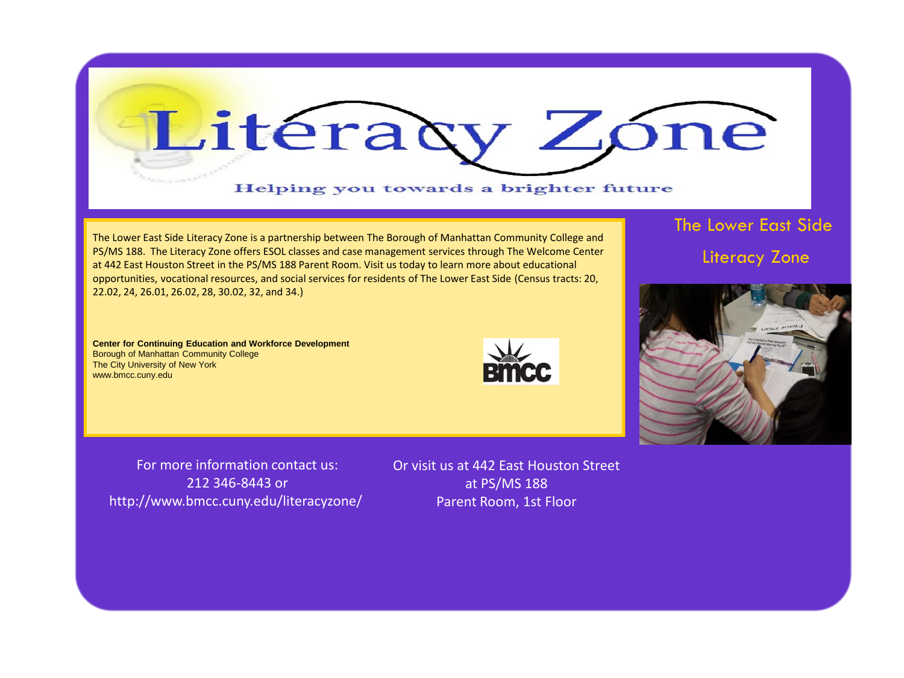# Literacy Zone

Helping you towards a brighter future

## The Lower East Side Literacy Zone

The Lower East Side Literacy Zone is a partnership between The Borough of Manhattan Community College and PS/MS 188. The Literacy Zone offers ESOL classes and case management services through The Welcome Center at 442 East Houston Street in the PS/MS 188 Parent Room. Visit us today to learn more about educational opportunities, vocational resources, and social services for residents of The Lower East Side (Census tracts: 20, 22.02, 24, 26.01, 26.02, 28, 30.02, 32, and 34.)

**Center for Continuing Education and Workforce Development**
Borough of Manhattan Community College
The City University of New York
www.bmcc.cuny.edu

BMCC

For more information contact us:
212 346-8443 or
http://www.bmcc.cuny.edu/literacyzone/

Or visit us at 442 East Houston Street
at PS/MS 188
Parent Room, 1st Floor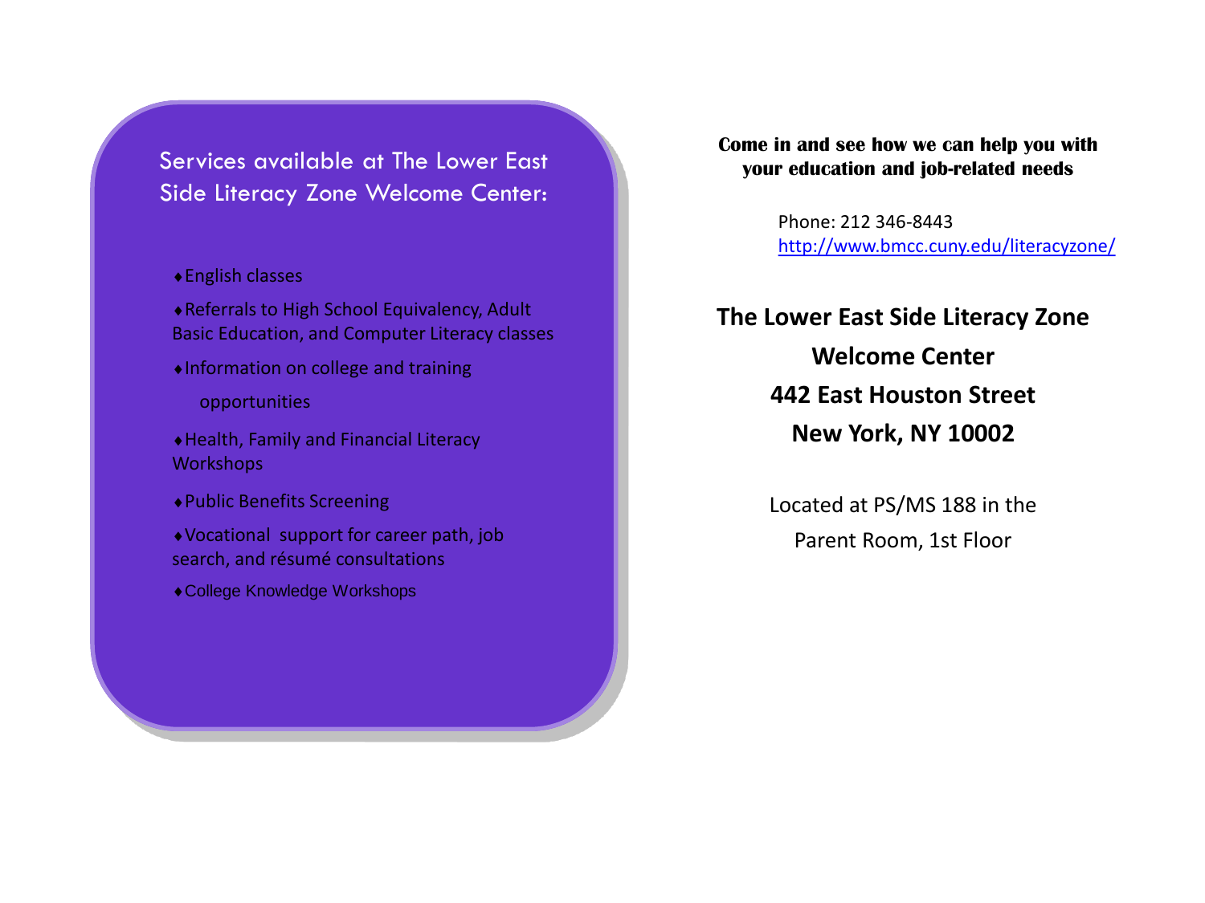## Services available at The Lower East Side Literacy Zone Welcome Center:

- ♦English classes
- ♦Referrals to High School Equivalency, Adult Basic Education, and Computer Literacy classes
- ♦Information on college and training opportunities
- ♦Health, Family and Financial Literacy Workshops
- ♦Public Benefits Screening
- ♦Vocational support for career path, job search, and résumé consultations
- ♦College Knowledge Workshops

**Come in and see how we can help you with your education and job-related needs**

Phone: 212 346-8443
http://www.bmcc.cuny.edu/literacyzone/

**The Lower East Side Literacy Zone**
**Welcome Center**
**442 East Houston Street**
**New York, NY 10002**

Located at PS/MS 188 in the
Parent Room, 1st Floor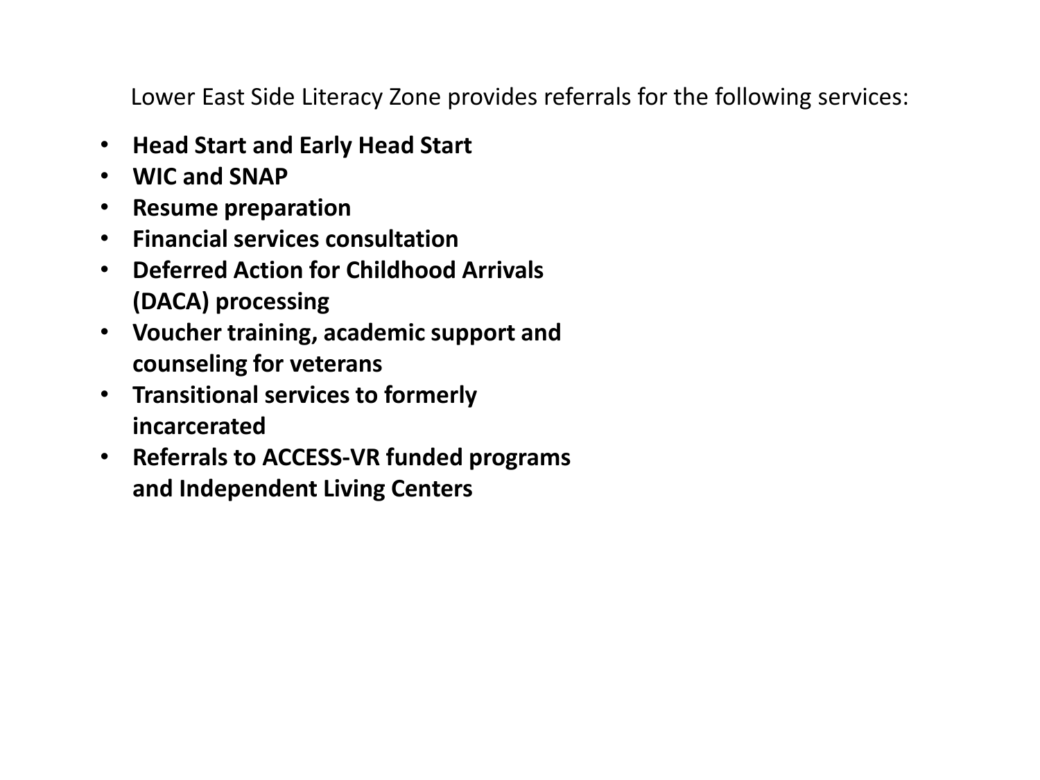Lower East Side Literacy Zone provides referrals for the following services:

- **Head Start and Early Head Start**
- **WIC and SNAP**
- **Resume preparation**
- **Financial services consultation**
- **Deferred Action for Childhood Arrivals (DACA) processing**
- **Voucher training, academic support and counseling for veterans**
- **Transitional services to formerly incarcerated**
- **Referrals to ACCESS-VR funded programs and Independent Living Centers**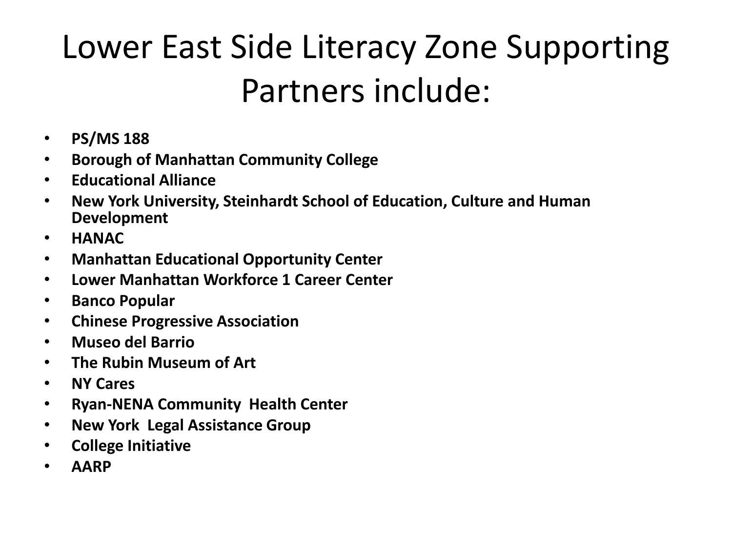# Lower East Side Literacy Zone Supporting Partners include:

- **PS/MS 188**
- **Borough of Manhattan Community College**
- **Educational Alliance**
- **New York University, Steinhardt School of Education, Culture and Human Development**
- **HANAC**
- **Manhattan Educational Opportunity Center**
- **Lower Manhattan Workforce 1 Career Center**
- **Banco Popular**
- **Chinese Progressive Association**
- **Museo del Barrio**
- **The Rubin Museum of Art**
- **NY Cares**
- **Ryan-NENA Community Health Center**
- **New York Legal Assistance Group**
- **College Initiative**
- **AARP**